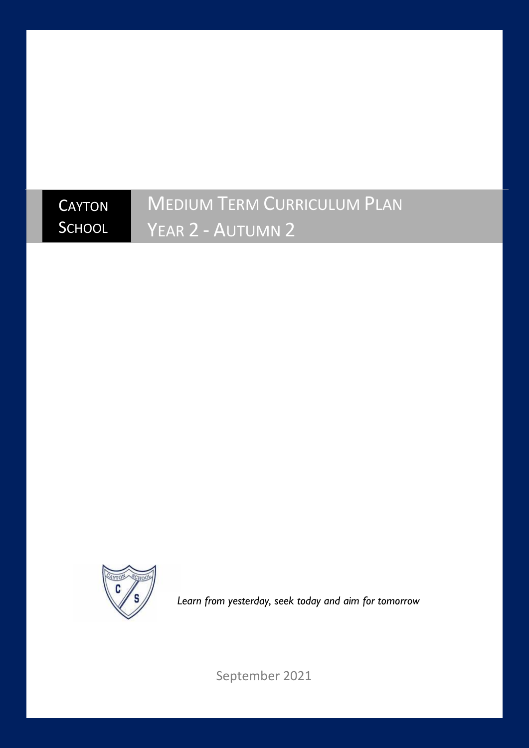**Cayton School**

# Medium Term Curriculum Plan
## Year 2 - Autumn 2

*Learn from yesterday, seek today and aim for tomorrow*

September 2021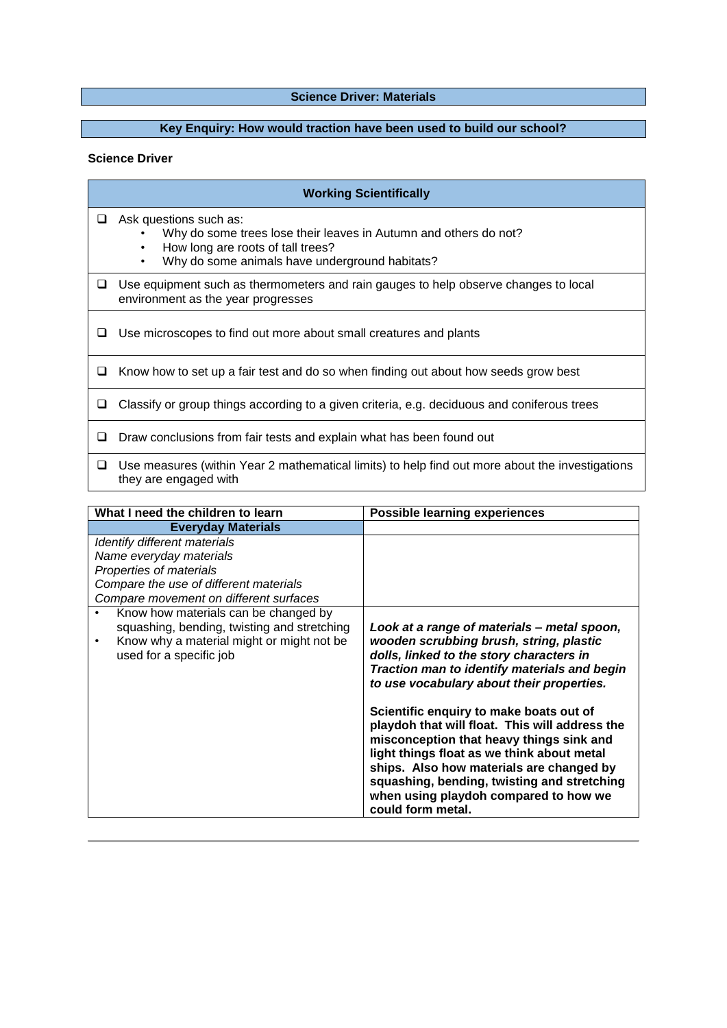## Science Driver: Materials

## Key Enquiry: How would traction have been used to build our school?

**Science Driver**

| Working Scientifically |
|---|
| ❑ Ask questions such as:<br>• Why do some trees lose their leaves in Autumn and others do not?<br>• How long are roots of tall trees?<br>• Why do some animals have underground habitats? |
| ❑ Use equipment such as thermometers and rain gauges to help observe changes to local environment as the year progresses |
| ❑ Use microscopes to find out more about small creatures and plants |
| ❑ Know how to set up a fair test and do so when finding out about how seeds grow best |
| ❑ Classify or group things according to a given criteria, e.g. deciduous and coniferous trees |
| ❑ Draw conclusions from fair tests and explain what has been found out |
| ❑ Use measures (within Year 2 mathematical limits) to help find out more about the investigations they are engaged with |

| What I need the children to learn | Possible learning experiences |
|---|---|
| **Everyday Materials** | |
| *Identify different materials*<br>*Name everyday materials*<br>*Properties of materials*<br>*Compare the use of different materials*<br>*Compare movement on different surfaces* | |
| • Know how materials can be changed by squashing, bending, twisting and stretching<br>• Know why a material might or might not be used for a specific job | ***Look at a range of materials – metal spoon, wooden scrubbing brush, string, plastic dolls, linked to the story characters in Traction man to identify materials and begin to use vocabulary about their properties.***<br><br>**Scientific enquiry to make boats out of playdoh that will float. This will address the misconception that heavy things sink and light things float as we think about metal ships. Also how materials are changed by squashing, bending, twisting and stretching when using playdoh compared to how we could form metal.** |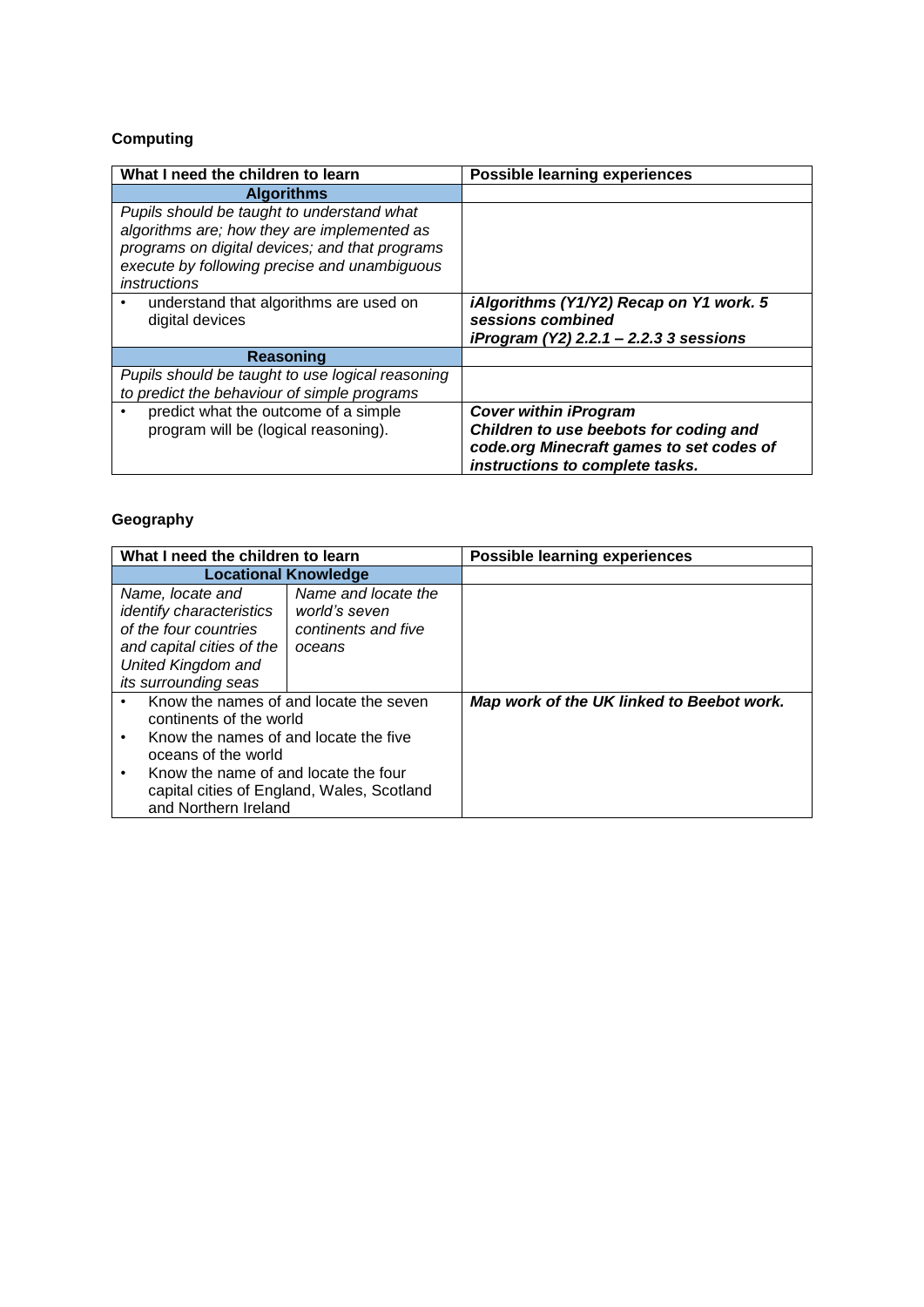**Computing**

| What I need the children to learn | Possible learning experiences |
| --- | --- |
| **Algorithms** | |
| *Pupils should be taught to understand what algorithms are; how they are implemented as programs on digital devices; and that programs execute by following precise and unambiguous instructions* | |
| • understand that algorithms are used on digital devices | ***iAlgorithms (Y1/Y2) Recap on Y1 work. 5 sessions combined*** <br> ***iProgram (Y2) 2.2.1 – 2.2.3 3 sessions*** |
| **Reasoning** | |
| *Pupils should be taught to use logical reasoning to predict the behaviour of simple programs* | |
| • predict what the outcome of a simple program will be (logical reasoning). | ***Cover within iProgram*** <br> ***Children to use beebots for coding and code.org Minecraft games to set codes of instructions to complete tasks.*** |

**Geography**

| What I need the children to learn | | Possible learning experiences |
| --- | --- | --- |
| **Locational Knowledge** | | |
| *Name, locate and identify characteristics of the four countries and capital cities of the United Kingdom and its surrounding seas* | *Name and locate the world's seven continents and five oceans* | |
| • Know the names of and locate the seven continents of the world <br> • Know the names of and locate the five oceans of the world <br> • Know the name of and locate the four capital cities of England, Wales, Scotland and Northern Ireland | | ***Map work of the UK linked to Beebot work.*** |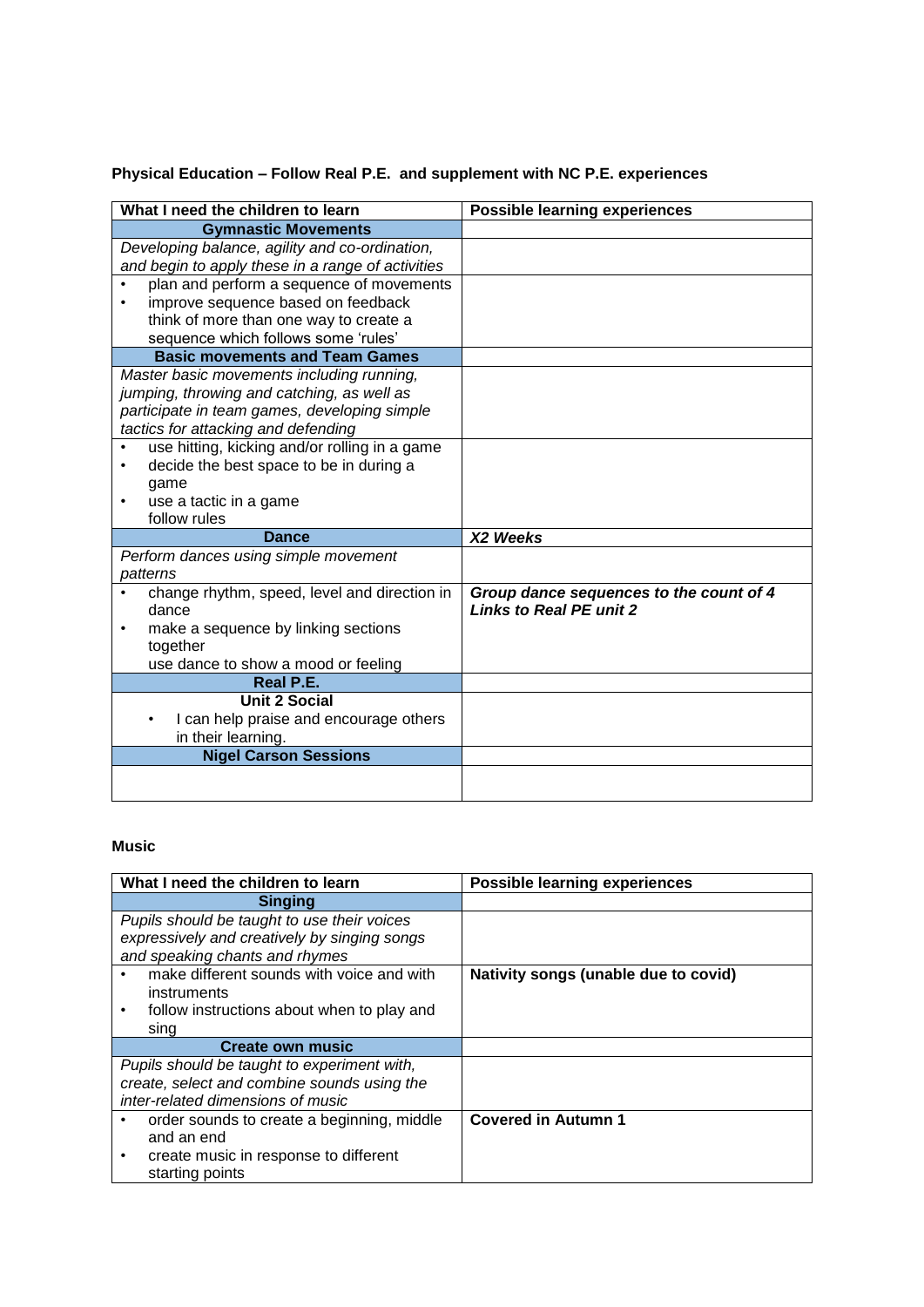**Physical Education – Follow Real P.E. and supplement with NC P.E. experiences**

| What I need the children to learn | Possible learning experiences |
|---|---|
| **Gymnastic Movements** | |
| *Developing balance, agility and co-ordination, and begin to apply these in a range of activities* | |
| • plan and perform a sequence of movements<br>• improve sequence based on feedback think of more than one way to create a sequence which follows some 'rules' | |
| **Basic movements and Team Games** | |
| *Master basic movements including running, jumping, throwing and catching, as well as participate in team games, developing simple tactics for attacking and defending* | |
| • use hitting, kicking and/or rolling in a game<br>• decide the best space to be in during a game<br>• use a tactic in a game follow rules | |
| **Dance** | ***X2 Weeks*** |
| *Perform dances using simple movement patterns* | |
| • change rhythm, speed, level and direction in dance<br>• make a sequence by linking sections together use dance to show a mood or feeling | ***Group dance sequences to the count of 4***<br>***Links to Real PE unit 2*** |
| **Real P.E.** | |
| **Unit 2 Social**<br>• I can help praise and encourage others in their learning. | |
| **Nigel Carson Sessions** | |
| | |

**Music**

| What I need the children to learn | Possible learning experiences |
|---|---|
| **Singing** | |
| *Pupils should be taught to use their voices expressively and creatively by singing songs and speaking chants and rhymes* | |
| • make different sounds with voice and with instruments<br>• follow instructions about when to play and sing | **Nativity songs (unable due to covid)** |
| **Create own music** | |
| *Pupils should be taught to experiment with, create, select and combine sounds using the inter-related dimensions of music* | |
| • order sounds to create a beginning, middle and an end<br>• create music in response to different starting points | **Covered in Autumn 1** |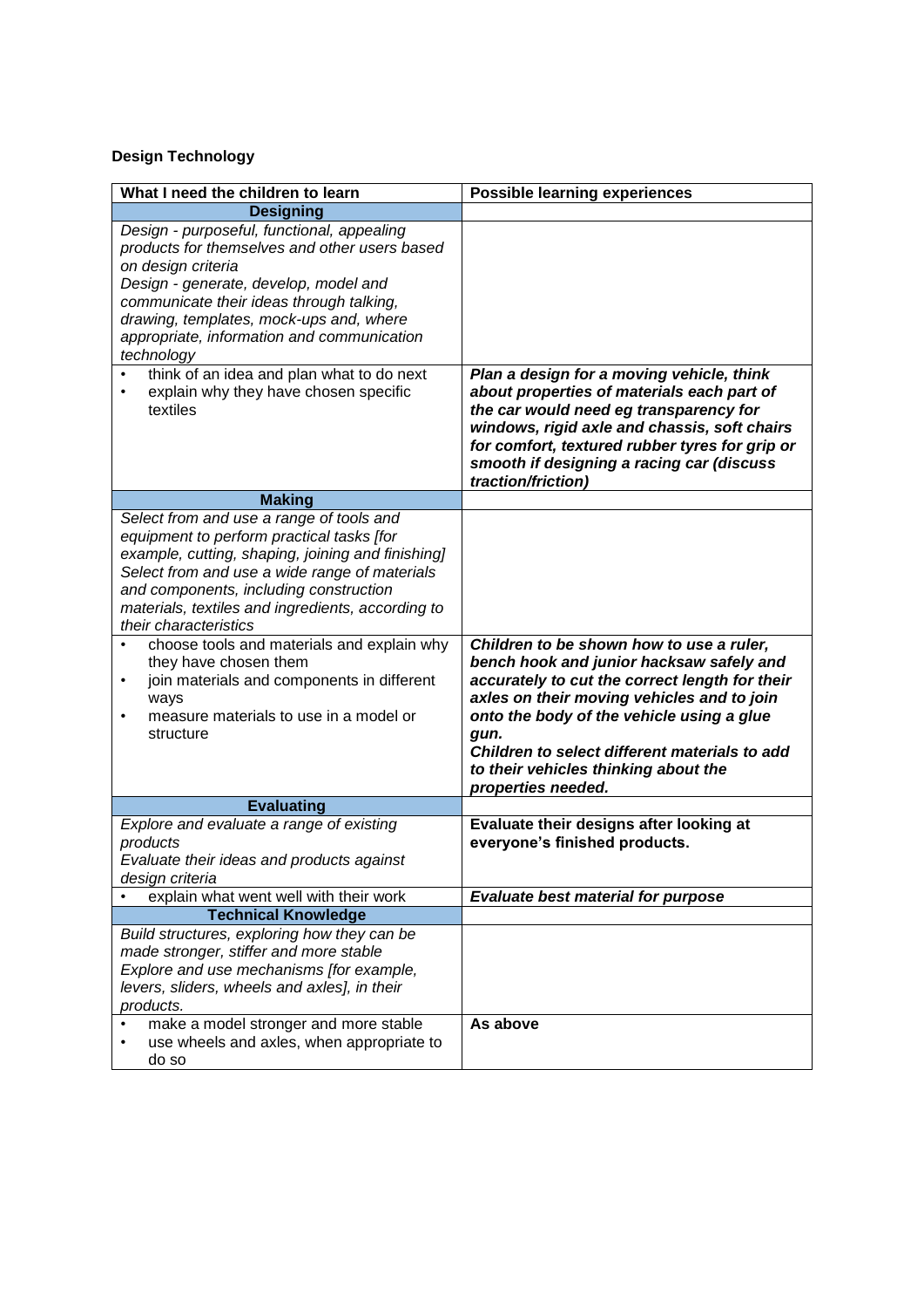**Design Technology**

| What I need the children to learn | Possible learning experiences |
|---|---|
| **Designing** | |
| *Design - purposeful, functional, appealing products for themselves and other users based on design criteria*<br>*Design - generate, develop, model and communicate their ideas through talking, drawing, templates, mock-ups and, where appropriate, information and communication technology* | |
| • think of an idea and plan what to do next<br>• explain why they have chosen specific textiles | ***Plan a design for a moving vehicle, think about properties of materials each part of the car would need eg transparency for windows, rigid axle and chassis, soft chairs for comfort, textured rubber tyres for grip or smooth if designing a racing car (discuss traction/friction)*** |
| **Making** | |
| *Select from and use a range of tools and equipment to perform practical tasks [for example, cutting, shaping, joining and finishing]*<br>*Select from and use a wide range of materials and components, including construction materials, textiles and ingredients, according to their characteristics* | |
| • choose tools and materials and explain why they have chosen them<br>• join materials and components in different ways<br>• measure materials to use in a model or structure | ***Children to be shown how to use a ruler, bench hook and junior hacksaw safely and accurately to cut the correct length for their axles on their moving vehicles and to join onto the body of the vehicle using a glue gun.***<br>***Children to select different materials to add to their vehicles thinking about the properties needed.*** |
| **Evaluating** | |
| *Explore and evaluate a range of existing products*<br>*Evaluate their ideas and products against design criteria* | **Evaluate their designs after looking at everyone's finished products.** |
| • explain what went well with their work | ***Evaluate best material for purpose*** |
| **Technical Knowledge** | |
| *Build structures, exploring how they can be made stronger, stiffer and more stable*<br>*Explore and use mechanisms [for example, levers, sliders, wheels and axles], in their products.* | |
| • make a model stronger and more stable<br>• use wheels and axles, when appropriate to do so | **As above** |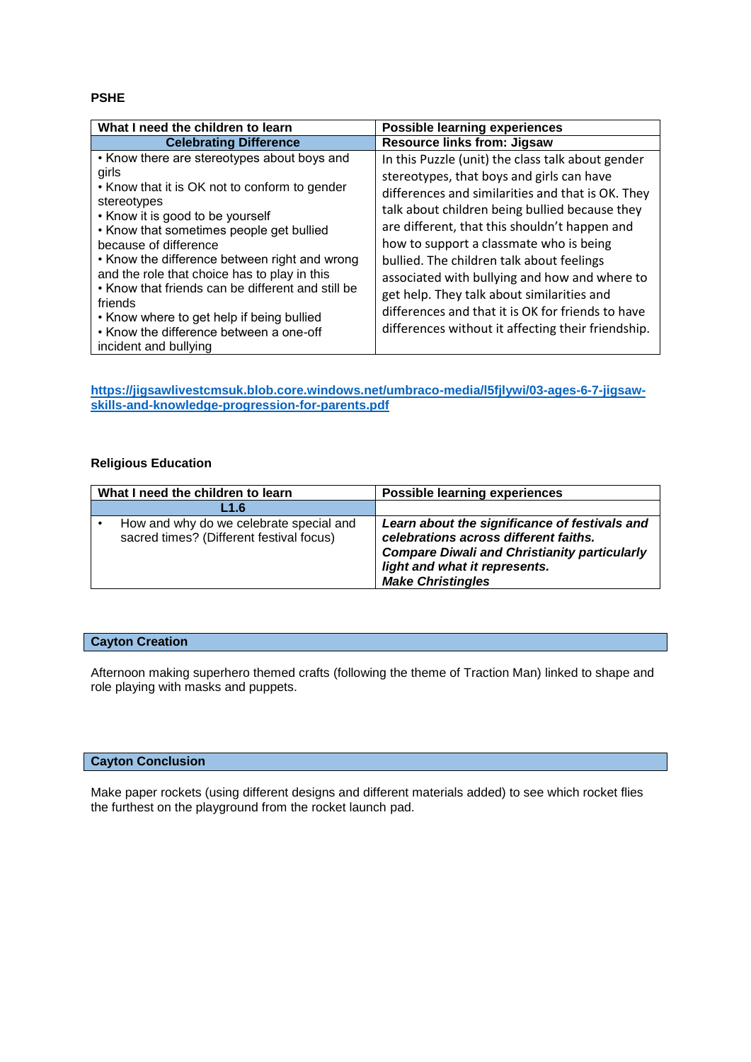**PSHE**

| What I need the children to learn | Possible learning experiences |
|---|---|
| **Celebrating Difference** | **Resource links from: Jigsaw** |
| • Know there are stereotypes about boys and girls<br>• Know that it is OK not to conform to gender stereotypes<br>• Know it is good to be yourself<br>• Know that sometimes people get bullied because of difference<br>• Know the difference between right and wrong and the role that choice has to play in this<br>• Know that friends can be different and still be friends<br>• Know where to get help if being bullied<br>• Know the difference between a one-off incident and bullying | In this Puzzle (unit) the class talk about gender stereotypes, that boys and girls can have differences and similarities and that is OK. They talk about children being bullied because they are different, that this shouldn't happen and how to support a classmate who is being bullied. The children talk about feelings associated with bullying and how and where to get help. They talk about similarities and differences and that it is OK for friends to have differences without it affecting their friendship. |

https://jigsawlivestcmsuk.blob.core.windows.net/umbraco-media/l5fjlywi/03-ages-6-7-jigsaw-skills-and-knowledge-progression-for-parents.pdf

**Religious Education**

| What I need the children to learn | Possible learning experiences |
|---|---|
| **L1.6** | |
| • How and why do we celebrate special and sacred times? (Different festival focus) | ***Learn about the significance of festivals and celebrations across different faiths.***<br>***Compare Diwali and Christianity particularly light and what it represents.***<br>***Make Christingles*** |

**Cayton Creation**

Afternoon making superhero themed crafts (following the theme of Traction Man) linked to shape and role playing with masks and puppets.

**Cayton Conclusion**

Make paper rockets (using different designs and different materials added) to see which rocket flies the furthest on the playground from the rocket launch pad.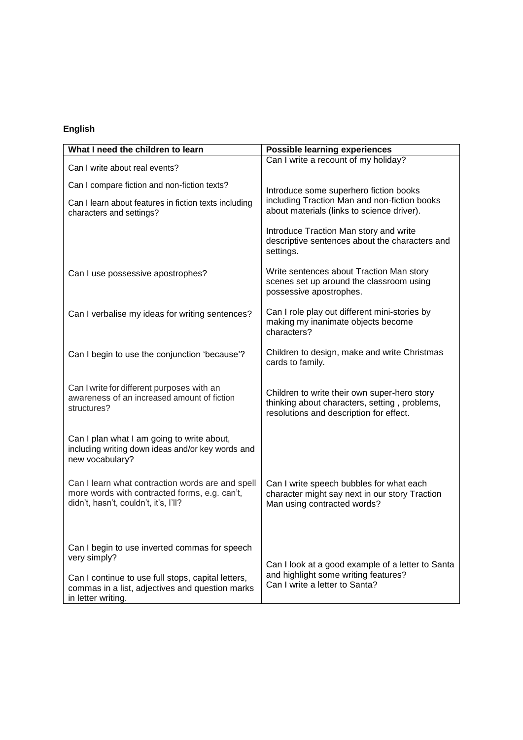**English**

| What I need the children to learn | Possible learning experiences |
| --- | --- |
| Can I write about real events?<br><br>Can I compare fiction and non-fiction texts?<br><br>Can I learn about features in fiction texts including characters and settings? | Can I write a recount of my holiday?<br><br>Introduce some superhero fiction books including Traction Man and non-fiction books about materials (links to science driver).<br><br>Introduce Traction Man story and write descriptive sentences about the characters and settings. |
| Can I use possessive apostrophes? | Write sentences about Traction Man story scenes set up around the classroom using possessive apostrophes. |
| Can I verbalise my ideas for writing sentences? | Can I role play out different mini-stories by making my inanimate objects become characters? |
| Can I begin to use the conjunction 'because'? | Children to design, make and write Christmas cards to family. |
| Can I write for different purposes with an awareness of an increased amount of fiction structures?<br><br>Can I plan what I am going to write about, including writing down ideas and/or key words and new vocabulary? | Children to write their own super-hero story thinking about characters, setting , problems, resolutions and description for effect. |
| Can I learn what contraction words are and spell more words with contracted forms, e.g. can't, didn't, hasn't, couldn't, it's, I'll? | Can I write speech bubbles for what each character might say next in our story Traction Man using contracted words? |
| Can I begin to use inverted commas for speech very simply?<br><br>Can I continue to use full stops, capital letters, commas in a list, adjectives and question marks in letter writing. | Can I look at a good example of a letter to Santa and highlight some writing features?<br>Can I write a letter to Santa? |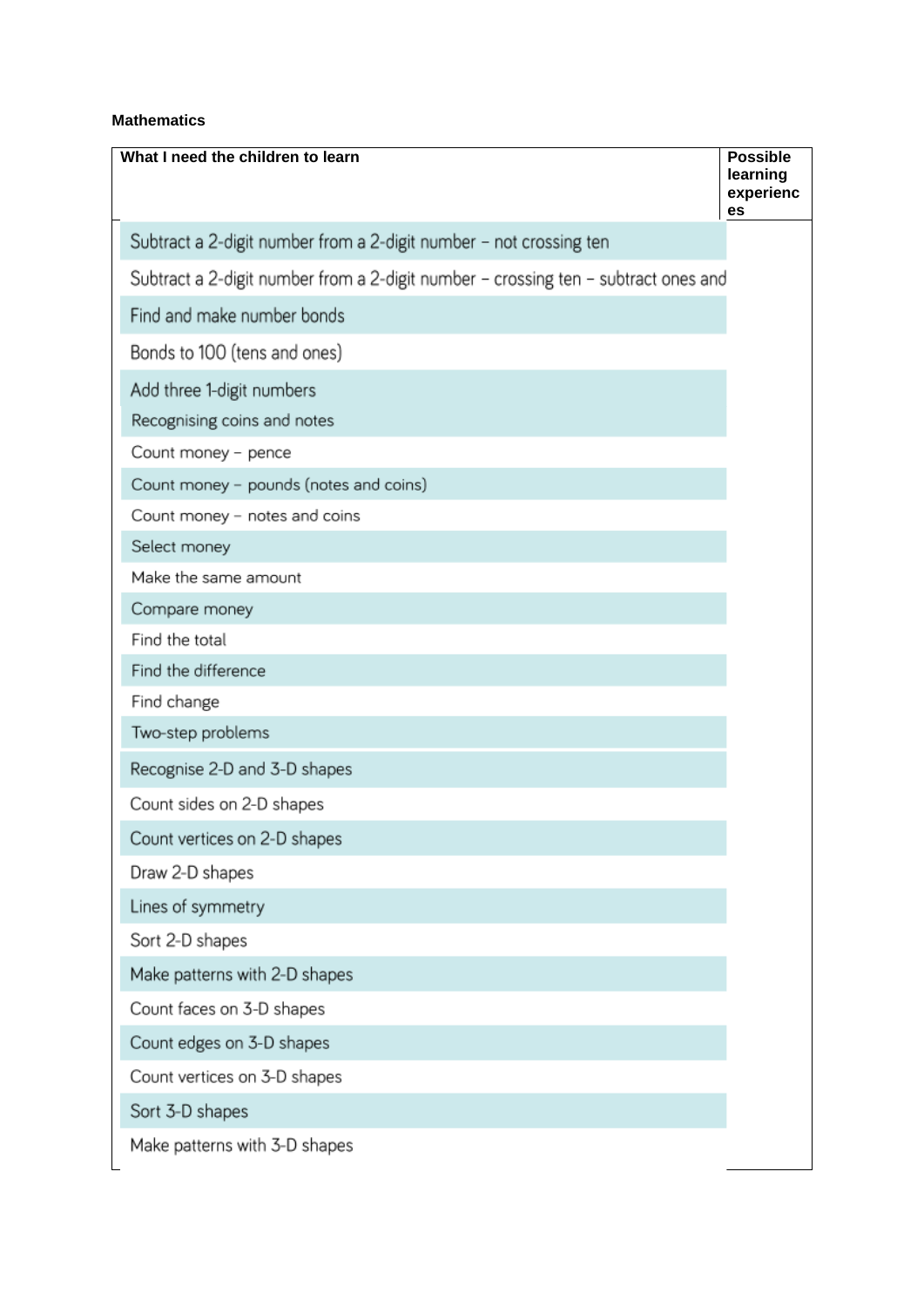**Mathematics**

| What I need the children to learn | Possible learning experiences |
|---|---|
| Subtract a 2-digit number from a 2-digit number – not crossing ten | |
| Subtract a 2-digit number from a 2-digit number – crossing ten – subtract ones and | |
| Find and make number bonds | |
| Bonds to 100 (tens and ones) | |
| Add three 1-digit numbers | |
| Recognising coins and notes | |
| Count money – pence | |
| Count money – pounds (notes and coins) | |
| Count money – notes and coins | |
| Select money | |
| Make the same amount | |
| Compare money | |
| Find the total | |
| Find the difference | |
| Find change | |
| Two-step problems | |
| Recognise 2-D and 3-D shapes | |
| Count sides on 2-D shapes | |
| Count vertices on 2-D shapes | |
| Draw 2-D shapes | |
| Lines of symmetry | |
| Sort 2-D shapes | |
| Make patterns with 2-D shapes | |
| Count faces on 3-D shapes | |
| Count edges on 3-D shapes | |
| Count vertices on 3-D shapes | |
| Sort 3-D shapes | |
| Make patterns with 3-D shapes | |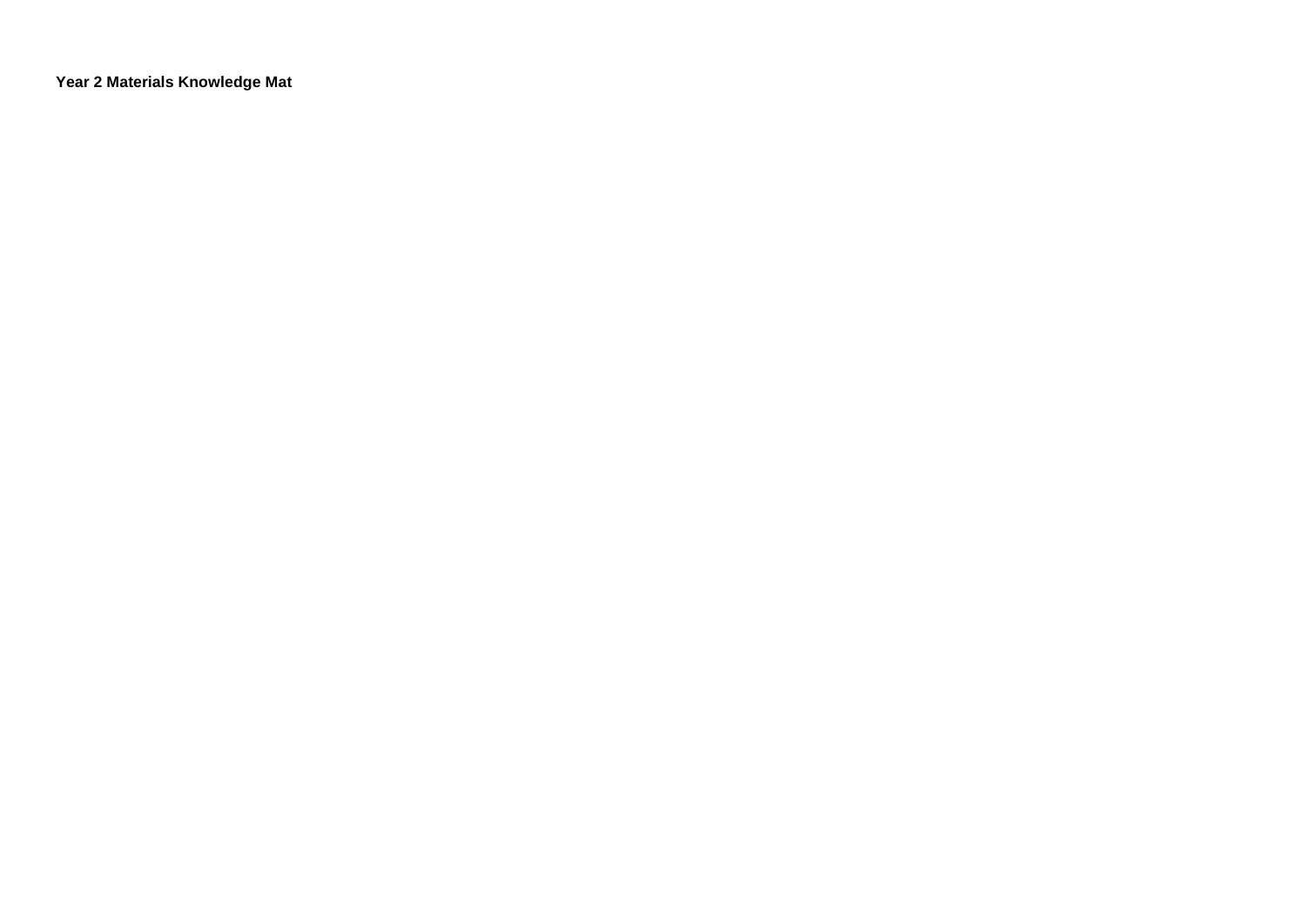**Year 2 Materials Knowledge Mat**